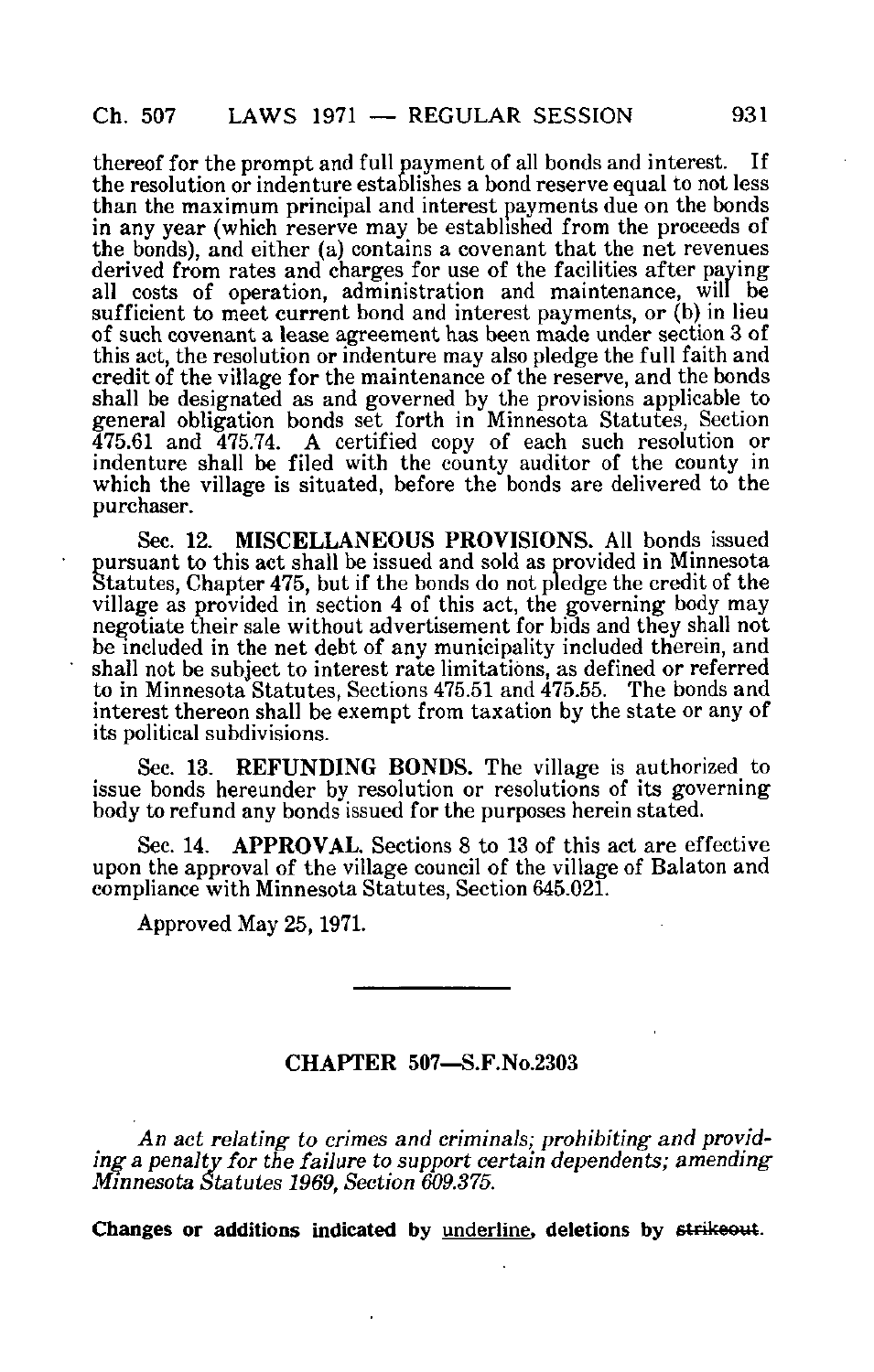thereof for the prompt and full payment of all bonds and interest. If the resolution or indenture establishes a bond reserve equal to not less than the maximum principal and interest payments due on the bonds in any year (which reserve may be established from the proceeds of the bonds), and either (a) contains a covenant that the net revenues derived from rates and charges for use of the facilities after paying all costs of operation, administration and maintenance, will be sufficient to meet current bond and interest payments, or (b) in lieu of such covenant a lease agreement has been made under section 3 of this act, the resolution or indenture may also pledge the full faith and credit of the village for the maintenance of the reserve, and the bonds shall be designated as and governed by the provisions applicable to general obligation bonds set forth in Minnesota Statutes, Section 475.61 and 475.74. A certified copy of each such resolution or indenture shall be filed with the county auditor of the county in which the village is situated, before the bonds are delivered to the purchaser.

Sec. 12. **MISCELLANEOUS PROVISIONS.** All bonds issued pursuant to this act shall be issued and sold as provided in Minnesota Statutes, Chapter 475, but if the bonds do not pledge the credit of the village as provided in section 4 of this act, the governing body may negotiate their sale without advertisement for bids and they shall not be included in the net debt of any municipality included therein, and shall not be subject to interest rate limitations, as defined or referred to in Minnesota Statutes, Sections 475.51 and 475.55. The bonds and interest thereon shall be exempt from taxation by the state or any of its political subdivisions.

Sec. 13. **REFUNDING BONDS.** The village is authorized to issue bonds hereunder by resolution or resolutions of its governing body to refund any bonds issued for the purposes herein stated.

Sec. 14. **APPROVAL.** Sections 8 to 13 of this act are effective upon the approval of the village council of the village of Balaton and compliance with Minnesota Statutes, Section 645.021.

Approved May 25, 1971.

---

## CHAPTER 507—S.F.No.2303

*An act relating to crimes and criminals; prohibiting and providing a penalty for the failure to support certain dependents; amending Minnesota Statutes 1969, Section 609.375.*

**Changes or additions indicated by underline, deletions by ~~strikeout~~.**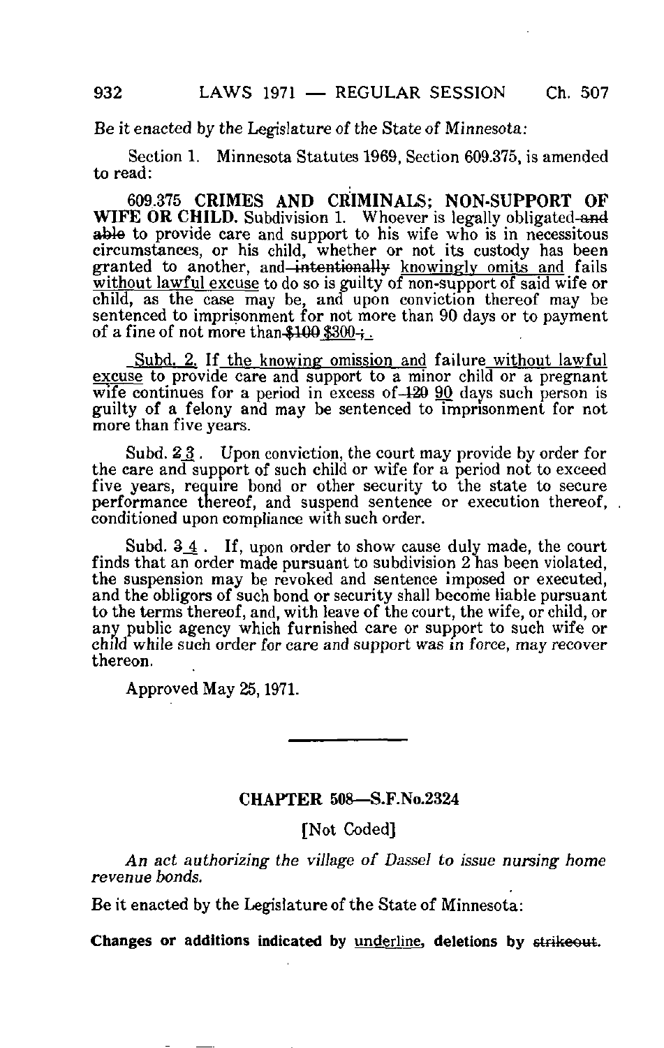Be it enacted by the Legislature of the State of Minnesota:

Section 1. Minnesota Statutes 1969, Section 609.375, is amended to read:

609.375 **CRIMES AND CRIMINALS; NON-SUPPORT OF WIFE OR CHILD.** Subdivision 1. Whoever is legally obligated ~~and able~~ to provide care and support to his wife who is in necessitous circumstances, or his child, whether or not its custody has been granted to another, and ~~intentionally~~ <u>knowingly omits and</u> fails <u>without lawful excuse</u> to do so is guilty of non-support of said wife or child, as the case may be, and upon conviction thereof may be sentenced to imprisonment for not more than 90 days or to payment of a fine of not more than ~~$100~~ <u>$300</u> ~~;~~ <u>.</u>

<u>Subd. 2.</u> If <u>the knowing omission and</u> failure <u>without lawful excuse</u> to provide care and support to a minor child or a pregnant wife continues for a period in excess of ~~120~~ <u>90</u> days such person is guilty of a felony and may be sentenced to imprisonment for not more than five years.

Subd. ~~2~~ <u>3</u> . Upon conviction, the court may provide by order for the care and support of such child or wife for a period not to exceed five years, require bond or other security to the state to secure performance thereof, and suspend sentence or execution thereof, conditioned upon compliance with such order.

Subd. ~~3~~ <u>4</u> . If, upon order to show cause duly made, the court finds that an order made pursuant to subdivision 2 has been violated, the suspension may be revoked and sentence imposed or executed, and the obligors of such bond or security shall become liable pursuant to the terms thereof, and, with leave of the court, the wife, or child, or any public agency which furnished care or support to such wife or child while such order for care and support was in force, may recover thereon.

Approved May 25, 1971.

---

## CHAPTER 508—S.F.No.2324

[Not Coded]

*An act authorizing the village of Dassel to issue nursing home revenue bonds.*

Be it enacted by the Legislature of the State of Minnesota:

**Changes or additions indicated by <u>underline</u>, deletions by ~~strikeout~~.**